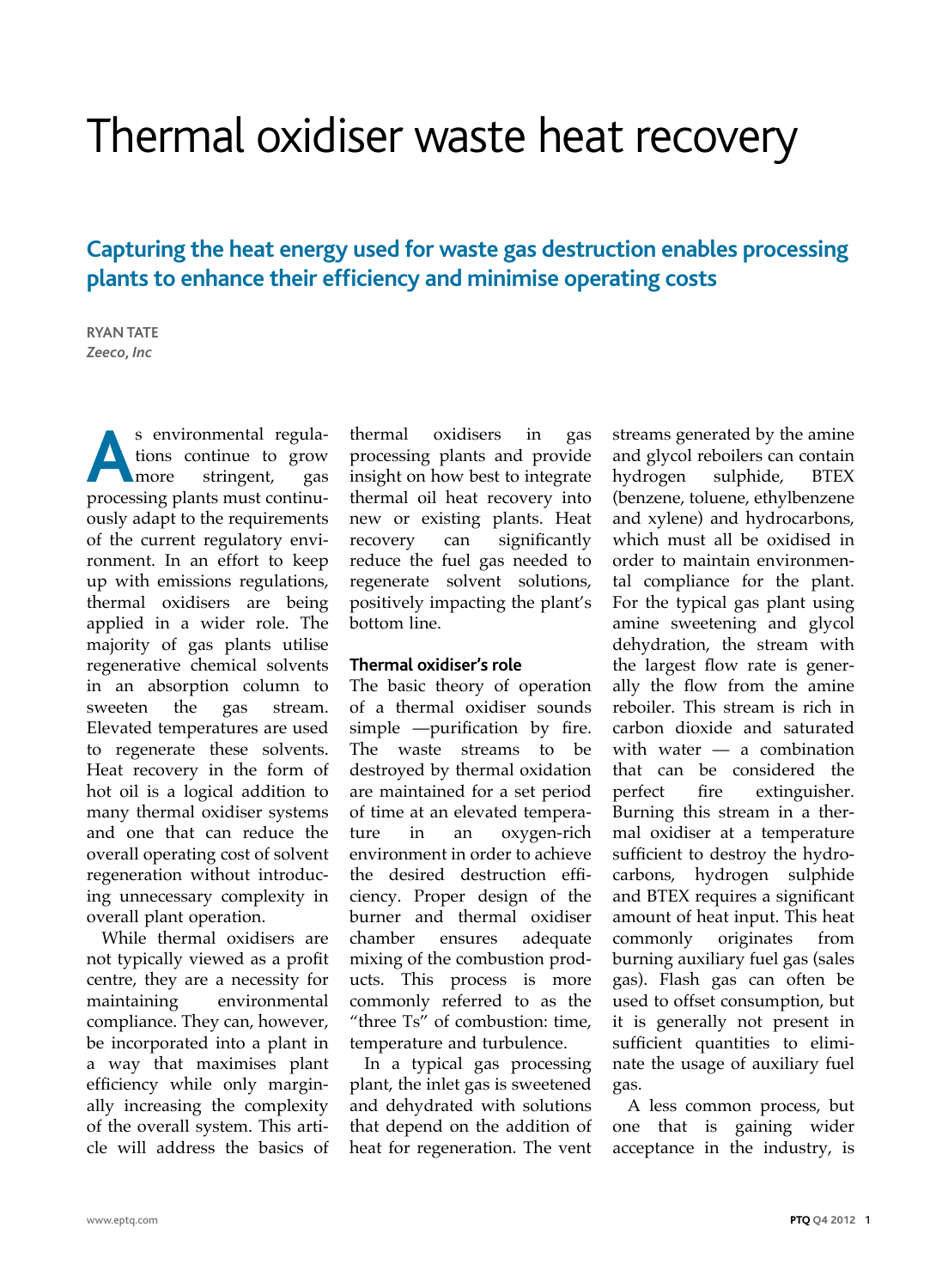# Thermal oxidiser waste heat recovery

## Capturing the heat energy used for waste gas destruction enables processing plants to enhance their efficiency and minimise operating costs

**RYAN TATE**
***Zeeco, Inc***

As environmental regulations continue to grow more stringent, gas processing plants must continuously adapt to the requirements of the current regulatory environment. In an effort to keep up with emissions regulations, thermal oxidisers are being applied in a wider role. The majority of gas plants utilise regenerative chemical solvents in an absorption column to sweeten the gas stream. Elevated temperatures are used to regenerate these solvents. Heat recovery in the form of hot oil is a logical addition to many thermal oxidiser systems and one that can reduce the overall operating cost of solvent regeneration without introducing unnecessary complexity in overall plant operation.

While thermal oxidisers are not typically viewed as a profit centre, they are a necessity for maintaining environmental compliance. They can, however, be incorporated into a plant in a way that maximises plant efficiency while only marginally increasing the complexity of the overall system. This article will address the basics of thermal oxidisers in gas processing plants and provide insight on how best to integrate thermal oil heat recovery into new or existing plants. Heat recovery can significantly reduce the fuel gas needed to regenerate solvent solutions, positively impacting the plant's bottom line.

### Thermal oxidiser's role

The basic theory of operation of a thermal oxidiser sounds simple —purification by fire. The waste streams to be destroyed by thermal oxidation are maintained for a set period of time at an elevated temperature in an oxygen-rich environment in order to achieve the desired destruction efficiency. Proper design of the burner and thermal oxidiser chamber ensures adequate mixing of the combustion products. This process is more commonly referred to as the "three Ts" of combustion: time, temperature and turbulence.

In a typical gas processing plant, the inlet gas is sweetened and dehydrated with solutions that depend on the addition of heat for regeneration. The vent streams generated by the amine and glycol reboilers can contain hydrogen sulphide, BTEX (benzene, toluene, ethylbenzene and xylene) and hydrocarbons, which must all be oxidised in order to maintain environmental compliance for the plant. For the typical gas plant using amine sweetening and glycol dehydration, the stream with the largest flow rate is generally the flow from the amine reboiler. This stream is rich in carbon dioxide and saturated with water — a combination that can be considered the perfect fire extinguisher. Burning this stream in a thermal oxidiser at a temperature sufficient to destroy the hydrocarbons, hydrogen sulphide and BTEX requires a significant amount of heat input. This heat commonly originates from burning auxiliary fuel gas (sales gas). Flash gas can often be used to offset consumption, but it is generally not present in sufficient quantities to eliminate the usage of auxiliary fuel gas.

A less common process, but one that is gaining wider acceptance in the industry, is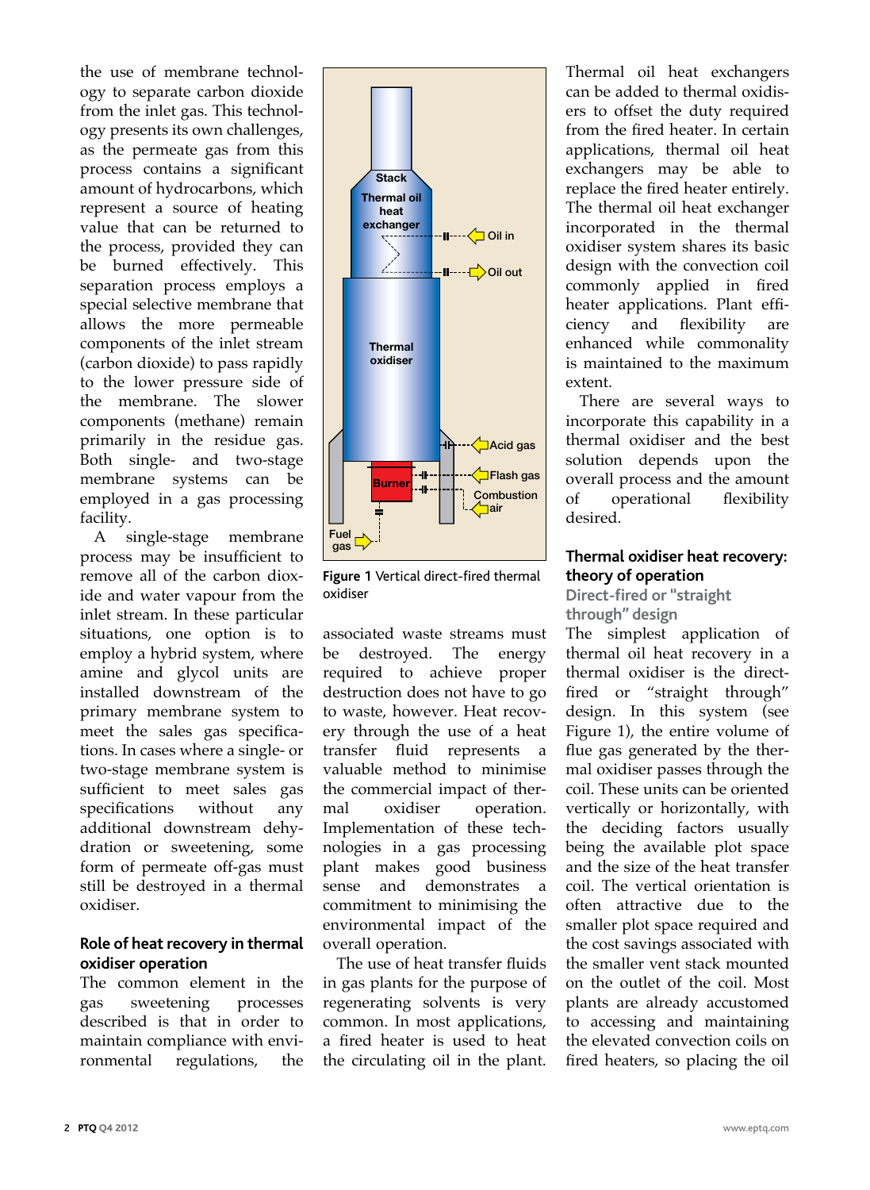the use of membrane technology to separate carbon dioxide from the inlet gas. This technology presents its own challenges, as the permeate gas from this process contains a significant amount of hydrocarbons, which represent a source of heating value that can be returned to the process, provided they can be burned effectively. This separation process employs a special selective membrane that allows the more permeable components of the inlet stream (carbon dioxide) to pass rapidly to the lower pressure side of the membrane. The slower components (methane) remain primarily in the residue gas. Both single- and two-stage membrane systems can be employed in a gas processing facility.

A single-stage membrane process may be insufficient to remove all of the carbon dioxide and water vapour from the inlet stream. In these particular situations, one option is to employ a hybrid system, where amine and glycol units are installed downstream of the primary membrane system to meet the sales gas specifications. In cases where a single- or two-stage membrane system is sufficient to meet sales gas specifications without any additional downstream dehydration or sweetening, some form of permeate off-gas must still be destroyed in a thermal oxidiser.

## Role of heat recovery in thermal oxidiser operation

The common element in the gas sweetening processes described is that in order to maintain compliance with environmental regulations, the associated waste streams must be destroyed. The energy required to achieve proper destruction does not have to go to waste, however. Heat recovery through the use of a heat transfer fluid represents a valuable method to minimise the commercial impact of thermal oxidiser operation. Implementation of these technologies in a gas processing plant makes good business sense and demonstrates a commitment to minimising the environmental impact of the overall operation.

The use of heat transfer fluids in gas plants for the purpose of regenerating solvents is very common. In most applications, a fired heater is used to heat the circulating oil in the plant. Thermal oil heat exchangers can be added to thermal oxidisers to offset the duty required from the fired heater. In certain applications, thermal oil heat exchangers may be able to replace the fired heater entirely. The thermal oil heat exchanger incorporated in the thermal oxidiser system shares its basic design with the convection coil commonly applied in fired heater applications. Plant efficiency and flexibility are enhanced while commonality is maintained to the maximum extent.

There are several ways to incorporate this capability in a thermal oxidiser and the best solution depends upon the overall process and the amount of operational flexibility desired.

**Figure 1** Vertical direct-fired thermal oxidiser

## Thermal oxidiser heat recovery: theory of operation

### Direct-fired or "straight through" design

The simplest application of thermal oil heat recovery in a thermal oxidiser is the direct-fired or "straight through" design. In this system (see Figure 1), the entire volume of flue gas generated by the thermal oxidiser passes through the coil. These units can be oriented vertically or horizontally, with the deciding factors usually being the available plot space and the size of the heat transfer coil. The vertical orientation is often attractive due to the smaller plot space required and the cost savings associated with the smaller vent stack mounted on the outlet of the coil. Most plants are already accustomed to accessing and maintaining the elevated convection coils on fired heaters, so placing the oil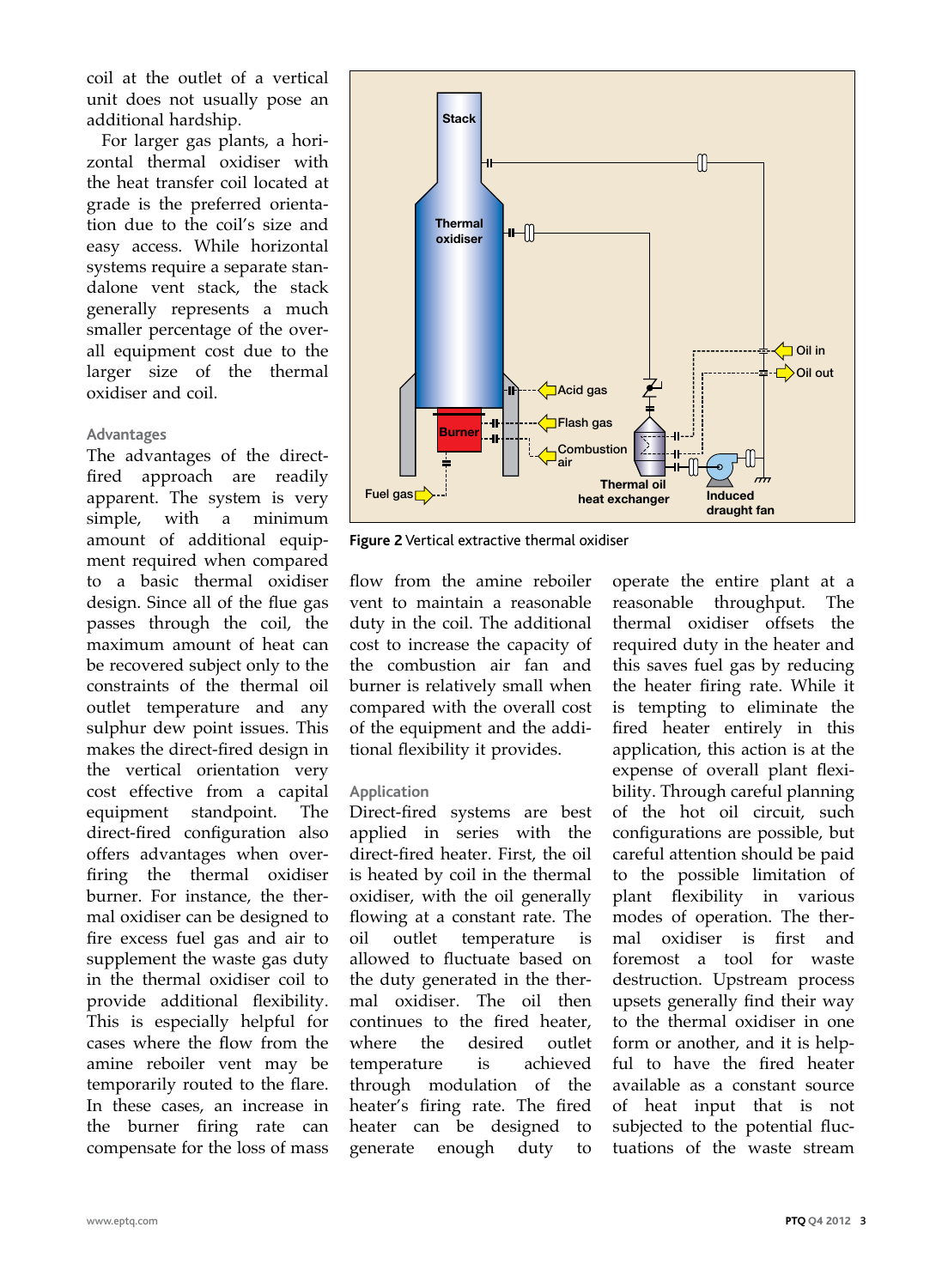coil at the outlet of a vertical unit does not usually pose an additional hardship.

For larger gas plants, a horizontal thermal oxidiser with the heat transfer coil located at grade is the preferred orientation due to the coil's size and easy access. While horizontal systems require a separate standalone vent stack, the stack generally represents a much smaller percentage of the overall equipment cost due to the larger size of the thermal oxidiser and coil.

### Advantages

The advantages of the direct-fired approach are readily apparent. The system is very simple, with a minimum amount of additional equipment required when compared to a basic thermal oxidiser design. Since all of the flue gas passes through the coil, the maximum amount of heat can be recovered subject only to the constraints of the thermal oil outlet temperature and any sulphur dew point issues. This makes the direct-fired design in the vertical orientation very cost effective from a capital equipment standpoint. The direct-fired configuration also offers advantages when overfiring the thermal oxidiser burner. For instance, the thermal oxidiser can be designed to fire excess fuel gas and air to supplement the waste gas duty in the thermal oxidiser coil to provide additional flexibility. This is especially helpful for cases where the flow from the amine reboiler vent may be temporarily routed to the flare. In these cases, an increase in the burner firing rate can compensate for the loss of mass flow from the amine reboiler vent to maintain a reasonable duty in the coil. The additional cost to increase the capacity of the combustion air fan and burner is relatively small when compared with the overall cost of the equipment and the additional flexibility it provides.

**Figure 2** Vertical extractive thermal oxidiser

### Application

Direct-fired systems are best applied in series with the direct-fired heater. First, the oil is heated by coil in the thermal oxidiser, with the oil generally flowing at a constant rate. The oil outlet temperature is allowed to fluctuate based on the duty generated in the thermal oxidiser. The oil then continues to the fired heater, where the desired outlet temperature is achieved through modulation of the heater's firing rate. The fired heater can be designed to generate enough duty to operate the entire plant at a reasonable throughput. The thermal oxidiser offsets the required duty in the heater and this saves fuel gas by reducing the heater firing rate. While it is tempting to eliminate the fired heater entirely in this application, this action is at the expense of overall plant flexibility. Through careful planning of the hot oil circuit, such configurations are possible, but careful attention should be paid to the possible limitation of plant flexibility in various modes of operation. The thermal oxidiser is first and foremost a tool for waste destruction. Upstream process upsets generally find their way to the thermal oxidiser in one form or another, and it is helpful to have the fired heater available as a constant source of heat input that is not subjected to the potential fluctuations of the waste stream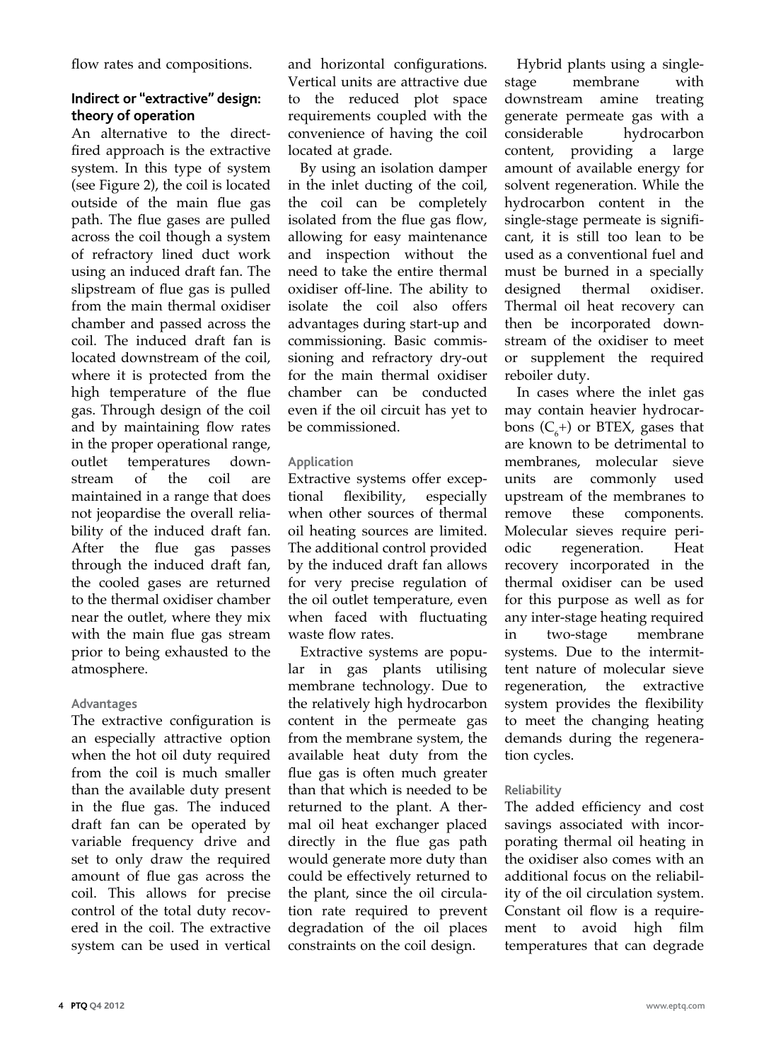flow rates and compositions.

## Indirect or "extractive" design: theory of operation

An alternative to the direct-fired approach is the extractive system. In this type of system (see Figure 2), the coil is located outside of the main flue gas path. The flue gases are pulled across the coil though a system of refractory lined duct work using an induced draft fan. The slipstream of flue gas is pulled from the main thermal oxidiser chamber and passed across the coil. The induced draft fan is located downstream of the coil, where it is protected from the high temperature of the flue gas. Through design of the coil and by maintaining flow rates in the proper operational range, outlet temperatures downstream of the coil are maintained in a range that does not jeopardise the overall reliability of the induced draft fan. After the flue gas passes through the induced draft fan, the cooled gases are returned to the thermal oxidiser chamber near the outlet, where they mix with the main flue gas stream prior to being exhausted to the atmosphere.

### Advantages

The extractive configuration is an especially attractive option when the hot oil duty required from the coil is much smaller than the available duty present in the flue gas. The induced draft fan can be operated by variable frequency drive and set to only draw the required amount of flue gas across the coil. This allows for precise control of the total duty recovered in the coil. The extractive system can be used in vertical and horizontal configurations. Vertical units are attractive due to the reduced plot space requirements coupled with the convenience of having the coil located at grade.

By using an isolation damper in the inlet ducting of the coil, the coil can be completely isolated from the flue gas flow, allowing for easy maintenance and inspection without the need to take the entire thermal oxidiser off-line. The ability to isolate the coil also offers advantages during start-up and commissioning. Basic commissioning and refractory dry-out for the main thermal oxidiser chamber can be conducted even if the oil circuit has yet to be commissioned.

### Application

Extractive systems offer exceptional flexibility, especially when other sources of thermal oil heating sources are limited. The additional control provided by the induced draft fan allows for very precise regulation of the oil outlet temperature, even when faced with fluctuating waste flow rates.

Extractive systems are popular in gas plants utilising membrane technology. Due to the relatively high hydrocarbon content in the permeate gas from the membrane system, the available heat duty from the flue gas is often much greater than that which is needed to be returned to the plant. A thermal oil heat exchanger placed directly in the flue gas path would generate more duty than could be effectively returned to the plant, since the oil circulation rate required to prevent degradation of the oil places constraints on the coil design.

Hybrid plants using a single-stage membrane with downstream amine treating generate permeate gas with a considerable hydrocarbon content, providing a large amount of available energy for solvent regeneration. While the hydrocarbon content in the single-stage permeate is significant, it is still too lean to be used as a conventional fuel and must be burned in a specially designed thermal oxidiser. Thermal oil heat recovery can then be incorporated downstream of the oxidiser to meet or supplement the required reboiler duty.

In cases where the inlet gas may contain heavier hydrocarbons ($C_6$+) or BTEX, gases that are known to be detrimental to membranes, molecular sieve units are commonly used upstream of the membranes to remove these components. Molecular sieves require periodic regeneration. Heat recovery incorporated in the thermal oxidiser can be used for this purpose as well as for any inter-stage heating required in two-stage membrane systems. Due to the intermittent nature of molecular sieve regeneration, the extractive system provides the flexibility to meet the changing heating demands during the regeneration cycles.

### Reliability

The added efficiency and cost savings associated with incorporating thermal oil heating in the oxidiser also comes with an additional focus on the reliability of the oil circulation system. Constant oil flow is a requirement to avoid high film temperatures that can degrade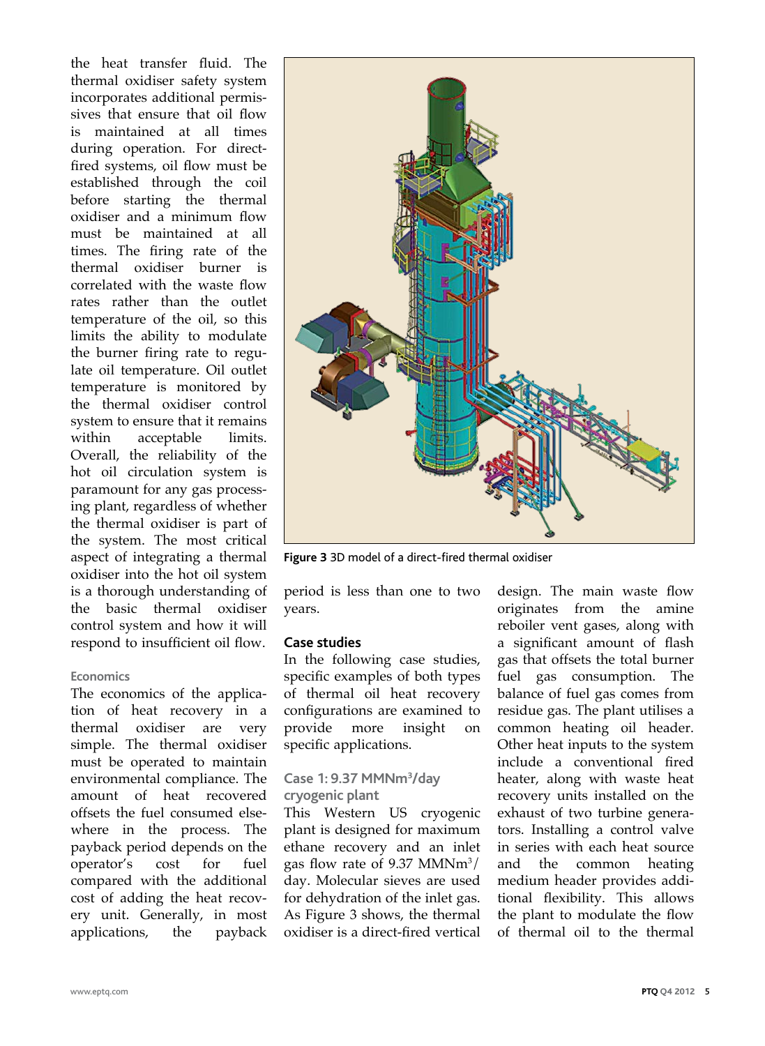the heat transfer fluid. The thermal oxidiser safety system incorporates additional permissives that ensure that oil flow is maintained at all times during operation. For direct-fired systems, oil flow must be established through the coil before starting the thermal oxidiser and a minimum flow must be maintained at all times. The firing rate of the thermal oxidiser burner is correlated with the waste flow rates rather than the outlet temperature of the oil, so this limits the ability to modulate the burner firing rate to regulate oil temperature. Oil outlet temperature is monitored by the thermal oxidiser control system to ensure that it remains within acceptable limits. Overall, the reliability of the hot oil circulation system is paramount for any gas processing plant, regardless of whether the thermal oxidiser is part of the system. The most critical aspect of integrating a thermal oxidiser into the hot oil system is a thorough understanding of the basic thermal oxidiser control system and how it will respond to insufficient oil flow.

### Economics

The economics of the application of heat recovery in a thermal oxidiser are very simple. The thermal oxidiser must be operated to maintain environmental compliance. The amount of heat recovered offsets the fuel consumed elsewhere in the process. The payback period depends on the operator's cost for fuel compared with the additional cost of adding the heat recovery unit. Generally, in most applications, the payback period is less than one to two years.

**Figure 3** 3D model of a direct-fired thermal oxidiser

## Case studies

In the following case studies, specific examples of both types of thermal oil heat recovery configurations are examined to provide more insight on specific applications.

### Case 1: 9.37 MMNm$^3$/day cryogenic plant

This Western US cryogenic plant is designed for maximum ethane recovery and an inlet gas flow rate of 9.37 MMNm$^3$/day. Molecular sieves are used for dehydration of the inlet gas. As Figure 3 shows, the thermal oxidiser is a direct-fired vertical design. The main waste flow originates from the amine reboiler vent gases, along with a significant amount of flash gas that offsets the total burner fuel gas consumption. The balance of fuel gas comes from residue gas. The plant utilises a common heating oil header. Other heat inputs to the system include a conventional fired heater, along with waste heat recovery units installed on the exhaust of two turbine generators. Installing a control valve in series with each heat source and the common heating medium header provides additional flexibility. This allows the plant to modulate the flow of thermal oil to the thermal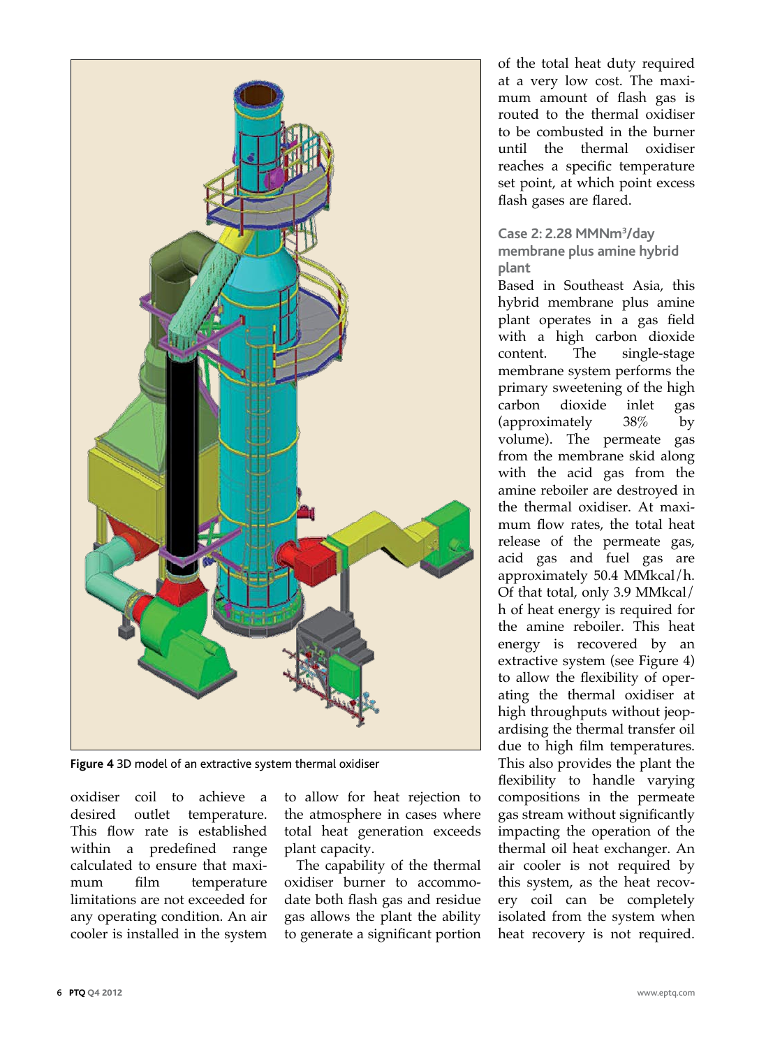Figure 4 3D model of an extractive system thermal oxidiser

oxidiser coil to achieve a desired outlet temperature. This flow rate is established within a predefined range calculated to ensure that maximum film temperature limitations are not exceeded for any operating condition. An air cooler is installed in the system to allow for heat rejection to the atmosphere in cases where total heat generation exceeds plant capacity.

The capability of the thermal oxidiser burner to accommodate both flash gas and residue gas allows the plant the ability to generate a significant portion of the total heat duty required at a very low cost. The maximum amount of flash gas is routed to the thermal oxidiser to be combusted in the burner until the thermal oxidiser reaches a specific temperature set point, at which point excess flash gases are flared.

### Case 2: 2.28 MMNm$^3$/day membrane plus amine hybrid plant

Based in Southeast Asia, this hybrid membrane plus amine plant operates in a gas field with a high carbon dioxide content. The single-stage membrane system performs the primary sweetening of the high carbon dioxide inlet gas (approximately 38% by volume). The permeate gas from the membrane skid along with the acid gas from the amine reboiler are destroyed in the thermal oxidiser. At maximum flow rates, the total heat release of the permeate gas, acid gas and fuel gas are approximately 50.4 MMkcal/h. Of that total, only 3.9 MMkcal/h of heat energy is required for the amine reboiler. This heat energy is recovered by an extractive system (see Figure 4) to allow the flexibility of operating the thermal oxidiser at high throughputs without jeopardising the thermal transfer oil due to high film temperatures. This also provides the plant the flexibility to handle varying compositions in the permeate gas stream without significantly impacting the operation of the thermal oil heat exchanger. An air cooler is not required by this system, as the heat recovery coil can be completely isolated from the system when heat recovery is not required.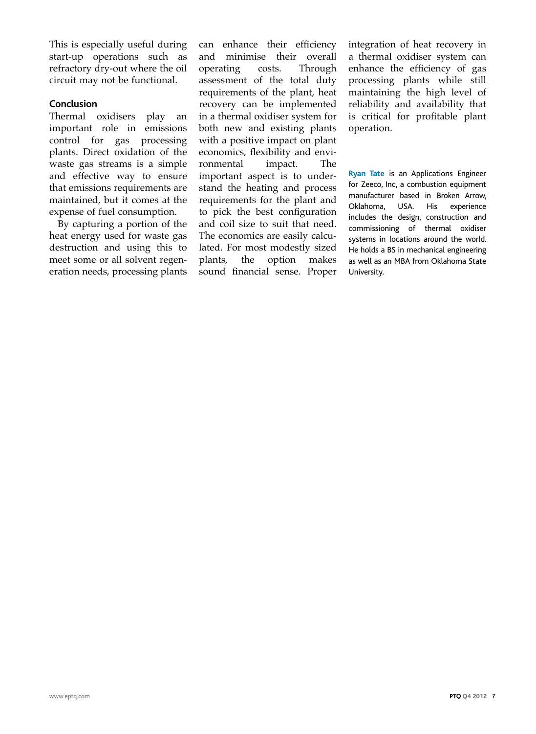This is especially useful during start-up operations such as refractory dry-out where the oil circuit may not be functional.

## Conclusion

Thermal oxidisers play an important role in emissions control for gas processing plants. Direct oxidation of the waste gas streams is a simple and effective way to ensure that emissions requirements are maintained, but it comes at the expense of fuel consumption.

By capturing a portion of the heat energy used for waste gas destruction and using this to meet some or all solvent regeneration needs, processing plants can enhance their efficiency and minimise their overall operating costs. Through assessment of the total duty requirements of the plant, heat recovery can be implemented in a thermal oxidiser system for both new and existing plants with a positive impact on plant economics, flexibility and environmental impact. The important aspect is to understand the heating and process requirements for the plant and to pick the best configuration and coil size to suit that need. The economics are easily calculated. For most modestly sized plants, the option makes sound financial sense. Proper integration of heat recovery in a thermal oxidiser system can enhance the efficiency of gas processing plants while still maintaining the high level of reliability and availability that is critical for profitable plant operation.

**Ryan Tate** is an Applications Engineer for Zeeco, Inc, a combustion equipment manufacturer based in Broken Arrow, Oklahoma, USA. His experience includes the design, construction and commissioning of thermal oxidiser systems in locations around the world. He holds a BS in mechanical engineering as well as an MBA from Oklahoma State University.